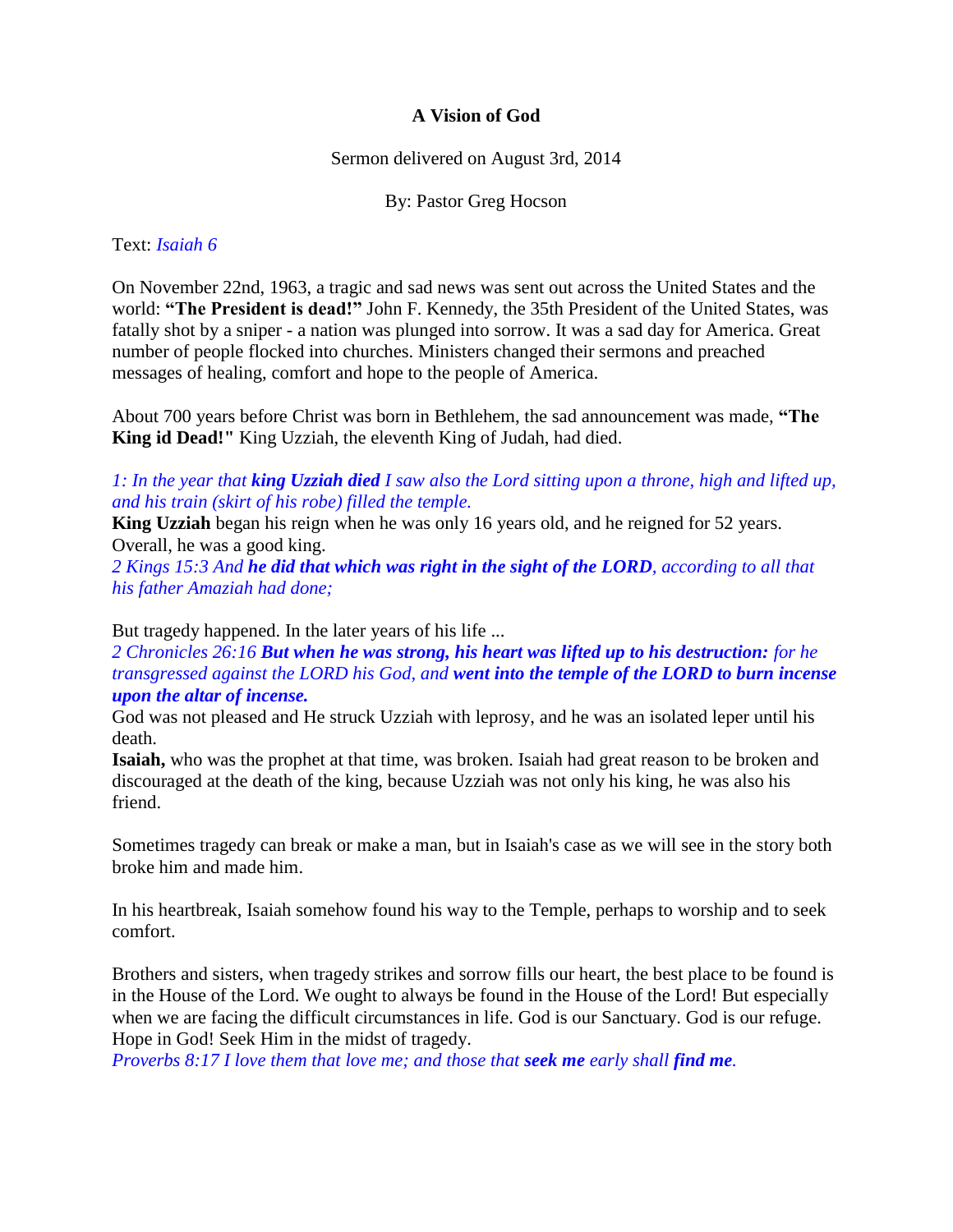# A Vision of God

Sermon delivered on August 3rd, 2014

By: Pastor Greg Hocson

Text: *Isaiah 6*

On November 22nd, 1963, a tragic and sad news was sent out across the United States and the world: **"The President is dead!"** John F. Kennedy, the 35th President of the United States, was fatally shot by a sniper - a nation was plunged into sorrow. It was a sad day for America. Great number of people flocked into churches. Ministers changed their sermons and preached messages of healing, comfort and hope to the people of America.

About 700 years before Christ was born in Bethlehem, the sad announcement was made, **"The King id Dead!"** King Uzziah, the eleventh King of Judah, had died.

*1: In the year that **king Uzziah died** I saw also the Lord sitting upon a throne, high and lifted up, and his train (skirt of his robe) filled the temple.*

**King Uzziah** began his reign when he was only 16 years old, and he reigned for 52 years. Overall, he was a good king.

*2 Kings 15:3 And **he did that which was right in the sight of the LORD**, according to all that his father Amaziah had done;*

But tragedy happened. In the later years of his life ...

*2 Chronicles 26:16 **But when he was strong, his heart was lifted up to his destruction:** for he transgressed against the LORD his God, and **went into the temple of the LORD to burn incense upon the altar of incense.***

God was not pleased and He struck Uzziah with leprosy, and he was an isolated leper until his death.

**Isaiah,** who was the prophet at that time, was broken. Isaiah had great reason to be broken and discouraged at the death of the king, because Uzziah was not only his king, he was also his friend.

Sometimes tragedy can break or make a man, but in Isaiah's case as we will see in the story both broke him and made him.

In his heartbreak, Isaiah somehow found his way to the Temple, perhaps to worship and to seek comfort.

Brothers and sisters, when tragedy strikes and sorrow fills our heart, the best place to be found is in the House of the Lord. We ought to always be found in the House of the Lord! But especially when we are facing the difficult circumstances in life. God is our Sanctuary. God is our refuge. Hope in God! Seek Him in the midst of tragedy.

*Proverbs 8:17 I love them that love me; and those that **seek me** early shall **find me**.*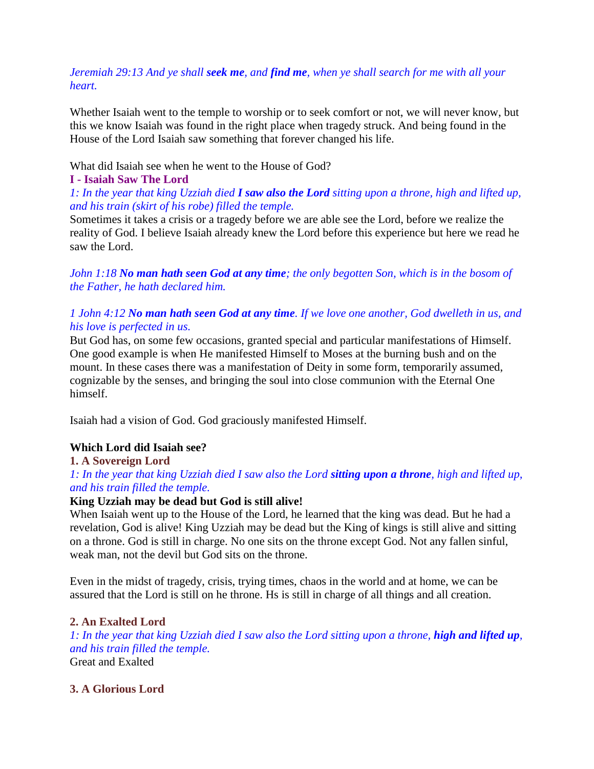*Jeremiah 29:13 And ye shall* ***seek me****, and* ***find me****, when ye shall search for me with all your heart.*

Whether Isaiah went to the temple to worship or to seek comfort or not, we will never know, but this we know Isaiah was found in the right place when tragedy struck. And being found in the House of the Lord Isaiah saw something that forever changed his life.

What did Isaiah see when he went to the House of God?

### I - Isaiah Saw The Lord

*1: In the year that king Uzziah died* ***I saw also the Lord*** *sitting upon a throne, high and lifted up, and his train (skirt of his robe) filled the temple.*

Sometimes it takes a crisis or a tragedy before we are able see the Lord, before we realize the reality of God. I believe Isaiah already knew the Lord before this experience but here we read he saw the Lord.

*John 1:18* ***No man hath seen God at any time****; the only begotten Son, which is in the bosom of the Father, he hath declared him.*

*1 John 4:12* ***No man hath seen God at any time****. If we love one another, God dwelleth in us, and his love is perfected in us.*

But God has, on some few occasions, granted special and particular manifestations of Himself. One good example is when He manifested Himself to Moses at the burning bush and on the mount. In these cases there was a manifestation of Deity in some form, temporarily assumed, cognizable by the senses, and bringing the soul into close communion with the Eternal One himself.

Isaiah had a vision of God. God graciously manifested Himself.

**Which Lord did Isaiah see?**

#### 1. A Sovereign Lord

*1: In the year that king Uzziah died I saw also the Lord* ***sitting upon a throne****, high and lifted up, and his train filled the temple.*

**King Uzziah may be dead but God is still alive!**

When Isaiah went up to the House of the Lord, he learned that the king was dead. But he had a revelation, God is alive! King Uzziah may be dead but the King of kings is still alive and sitting on a throne. God is still in charge. No one sits on the throne except God. Not any fallen sinful, weak man, not the devil but God sits on the throne.

Even in the midst of tragedy, crisis, trying times, chaos in the world and at home, we can be assured that the Lord is still on he throne. Hs is still in charge of all things and all creation.

#### 2. An Exalted Lord

*1: In the year that king Uzziah died I saw also the Lord sitting upon a throne,* ***high and lifted up****, and his train filled the temple.*

Great and Exalted

#### 3. A Glorious Lord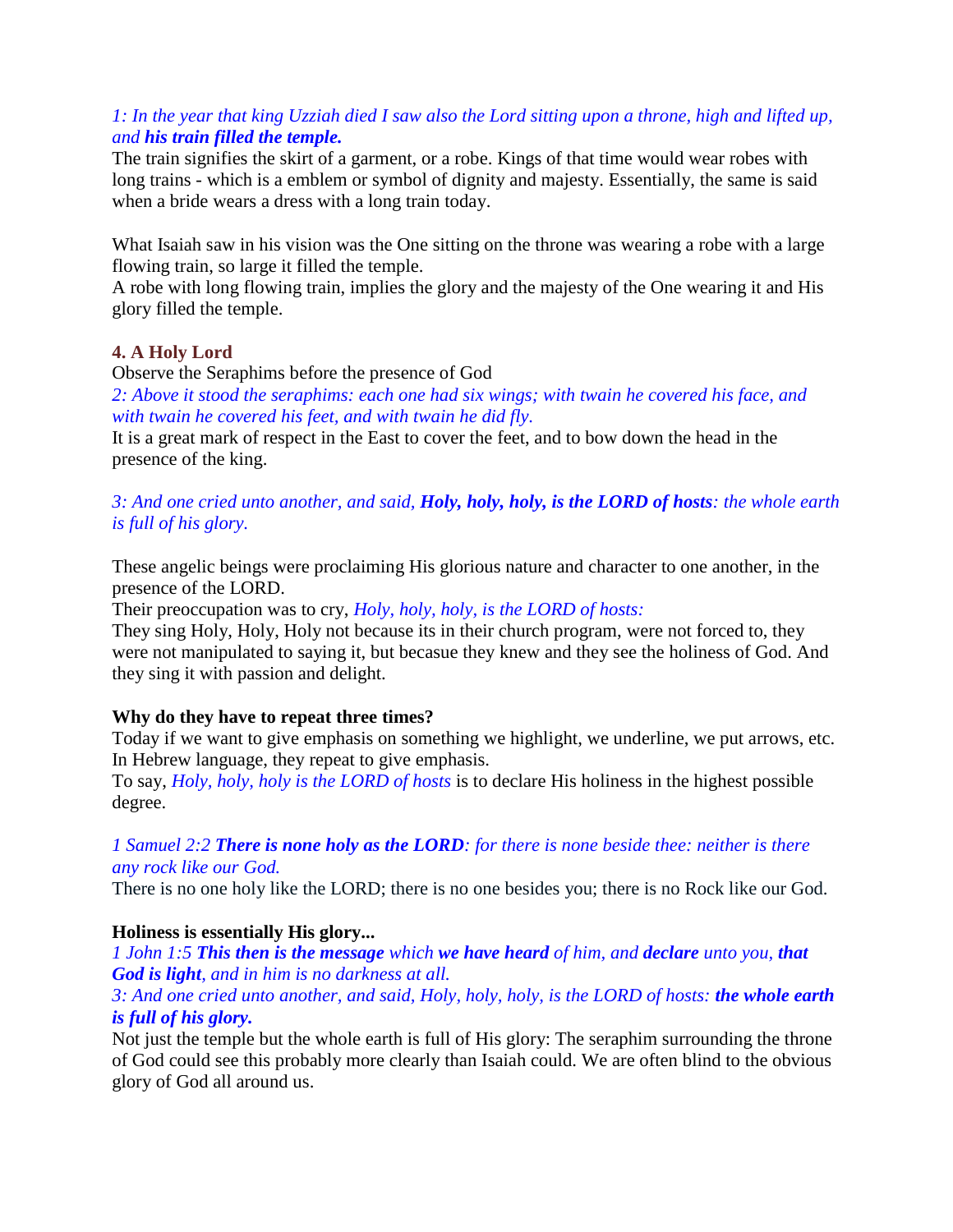*1: In the year that king Uzziah died I saw also the Lord sitting upon a throne, high and lifted up, and **his train filled the temple.***

The train signifies the skirt of a garment, or a robe. Kings of that time would wear robes with long trains - which is a emblem or symbol of dignity and majesty. Essentially, the same is said when a bride wears a dress with a long train today.

What Isaiah saw in his vision was the One sitting on the throne was wearing a robe with a large flowing train, so large it filled the temple.
A robe with long flowing train, implies the glory and the majesty of the One wearing it and His glory filled the temple.

### 4. A Holy Lord

Observe the Seraphims before the presence of God
*2: Above it stood the seraphims: each one had six wings; with twain he covered his face, and with twain he covered his feet, and with twain he did fly.*
It is a great mark of respect in the East to cover the feet, and to bow down the head in the presence of the king.

*3: And one cried unto another, and said, **Holy, holy, holy, is the LORD of hosts**: the whole earth is full of his glory.*

These angelic beings were proclaiming His glorious nature and character to one another, in the presence of the LORD.
Their preoccupation was to cry, *Holy, holy, holy, is the LORD of hosts:*
They sing Holy, Holy, Holy not because its in their church program, were not forced to, they were not manipulated to saying it, but becasue they knew and they see the holiness of God. And they sing it with passion and delight.

**Why do they have to repeat three times?**
Today if we want to give emphasis on something we highlight, we underline, we put arrows, etc. In Hebrew language, they repeat to give emphasis.
To say, *Holy, holy, holy is the LORD of hosts* is to declare His holiness in the highest possible degree.

*1 Samuel 2:2 **There is none holy as the LORD**: for there is none beside thee: neither is there any rock like our God.*
There is no one holy like the LORD; there is no one besides you; there is no Rock like our God.

**Holiness is essentially His glory...**
*1 John 1:5 **This then is the message** which **we have heard** of him, and **declare** unto you, **that God is light**, and in him is no darkness at all.*
*3: And one cried unto another, and said, Holy, holy, holy, is the LORD of hosts: **the whole earth is full of his glory.***
Not just the temple but the whole earth is full of His glory: The seraphim surrounding the throne of God could see this probably more clearly than Isaiah could. We are often blind to the obvious glory of God all around us.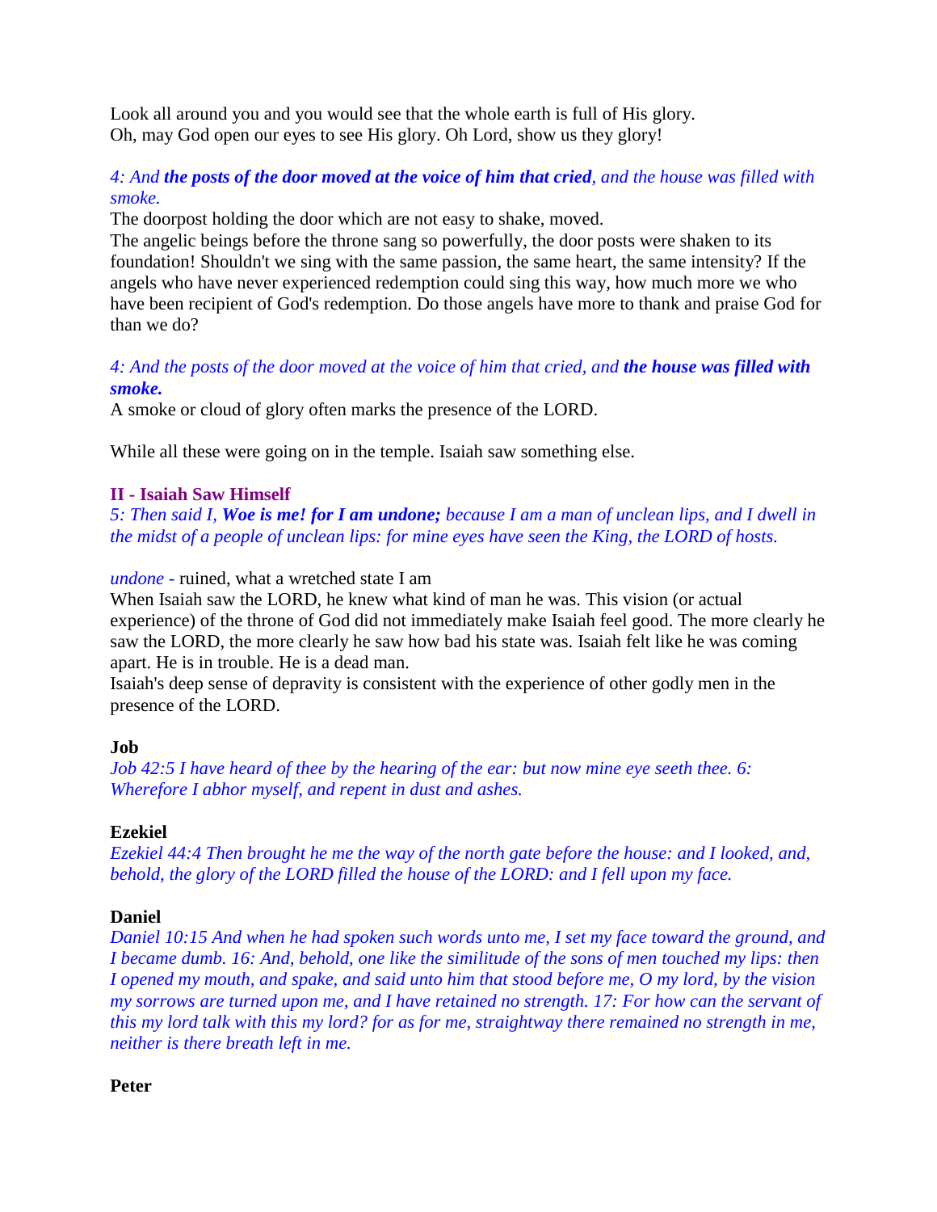Look all around you and you would see that the whole earth is full of His glory.
Oh, may God open our eyes to see His glory. Oh Lord, show us they glory!

*4: And **the posts of the door moved at the voice of him that cried**, and the house was filled with smoke.*

The doorpost holding the door which are not easy to shake, moved.
The angelic beings before the throne sang so powerfully, the door posts were shaken to its foundation! Shouldn't we sing with the same passion, the same heart, the same intensity? If the angels who have never experienced redemption could sing this way, how much more we who have been recipient of God's redemption. Do those angels have more to thank and praise God for than we do?

*4: And the posts of the door moved at the voice of him that cried, and **the house was filled with smoke.***

A smoke or cloud of glory often marks the presence of the LORD.

While all these were going on in the temple. Isaiah saw something else.

**II - Isaiah Saw Himself**

*5: Then said I, **Woe is me! for I am undone;** because I am a man of unclean lips, and I dwell in the midst of a people of unclean lips: for mine eyes have seen the King, the LORD of hosts.*

*undone -* ruined, what a wretched state I am
When Isaiah saw the LORD, he knew what kind of man he was. This vision (or actual experience) of the throne of God did not immediately make Isaiah feel good. The more clearly he saw the LORD, the more clearly he saw how bad his state was. Isaiah felt like he was coming apart. He is in trouble. He is a dead man.
Isaiah's deep sense of depravity is consistent with the experience of other godly men in the presence of the LORD.

**Job**

*Job 42:5 I have heard of thee by the hearing of the ear: but now mine eye seeth thee. 6: Wherefore I abhor myself, and repent in dust and ashes.*

**Ezekiel**

*Ezekiel 44:4 Then brought he me the way of the north gate before the house: and I looked, and, behold, the glory of the LORD filled the house of the LORD: and I fell upon my face.*

**Daniel**

*Daniel 10:15 And when he had spoken such words unto me, I set my face toward the ground, and I became dumb. 16: And, behold, one like the similitude of the sons of men touched my lips: then I opened my mouth, and spake, and said unto him that stood before me, O my lord, by the vision my sorrows are turned upon me, and I have retained no strength. 17: For how can the servant of this my lord talk with this my lord? for as for me, straightway there remained no strength in me, neither is there breath left in me.*

**Peter**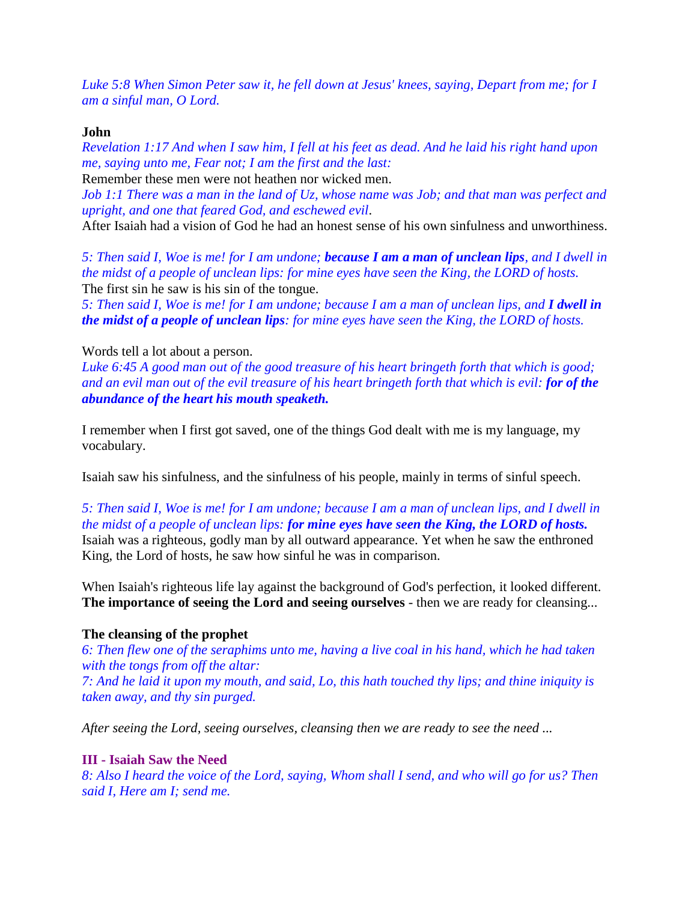*Luke 5:8 When Simon Peter saw it, he fell down at Jesus' knees, saying, Depart from me; for I am a sinful man, O Lord.*

**John**

*Revelation 1:17 And when I saw him, I fell at his feet as dead. And he laid his right hand upon me, saying unto me, Fear not; I am the first and the last:*

Remember these men were not heathen nor wicked men.

*Job 1:1 There was a man in the land of Uz, whose name was Job; and that man was perfect and upright, and one that feared God, and eschewed evil*.

After Isaiah had a vision of God he had an honest sense of his own sinfulness and unworthiness.

*5: Then said I, Woe is me! for I am undone;* ***because I am a man of unclean lips****, and I dwell in the midst of a people of unclean lips: for mine eyes have seen the King, the LORD of hosts.*

The first sin he saw is his sin of the tongue.

*5: Then said I, Woe is me! for I am undone; because I am a man of unclean lips, and* ***I dwell in the midst of a people of unclean lips****: for mine eyes have seen the King, the LORD of hosts.*

Words tell a lot about a person.

*Luke 6:45 A good man out of the good treasure of his heart bringeth forth that which is good; and an evil man out of the evil treasure of his heart bringeth forth that which is evil:* ***for of the abundance of the heart his mouth speaketh.***

I remember when I first got saved, one of the things God dealt with me is my language, my vocabulary.

Isaiah saw his sinfulness, and the sinfulness of his people, mainly in terms of sinful speech.

*5: Then said I, Woe is me! for I am undone; because I am a man of unclean lips, and I dwell in the midst of a people of unclean lips:* ***for mine eyes have seen the King, the LORD of hosts.***

Isaiah was a righteous, godly man by all outward appearance. Yet when he saw the enthroned King, the Lord of hosts, he saw how sinful he was in comparison.

When Isaiah's righteous life lay against the background of God's perfection, it looked different. **The importance of seeing the Lord and seeing ourselves** - then we are ready for cleansing...

**The cleansing of the prophet**

*6: Then flew one of the seraphims unto me, having a live coal in his hand, which he had taken with the tongs from off the altar:*

*7: And he laid it upon my mouth, and said, Lo, this hath touched thy lips; and thine iniquity is taken away, and thy sin purged.*

*After seeing the Lord, seeing ourselves, cleansing then we are ready to see the need ...*

## III - Isaiah Saw the Need

*8: Also I heard the voice of the Lord, saying, Whom shall I send, and who will go for us? Then said I, Here am I; send me.*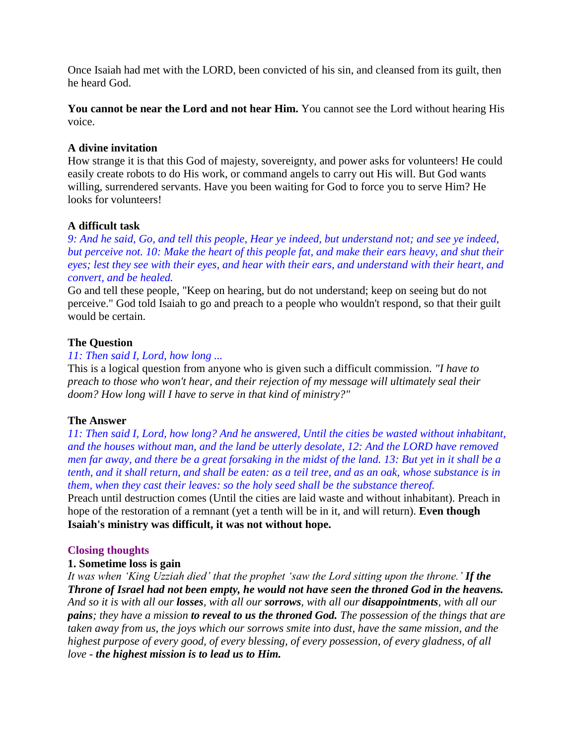Once Isaiah had met with the LORD, been convicted of his sin, and cleansed from its guilt, then he heard God.

**You cannot be near the Lord and not hear Him.** You cannot see the Lord without hearing His voice.

**A divine invitation**
How strange it is that this God of majesty, sovereignty, and power asks for volunteers! He could easily create robots to do His work, or command angels to carry out His will. But God wants willing, surrendered servants. Have you been waiting for God to force you to serve Him? He looks for volunteers!

**A difficult task**
*9: And he said, Go, and tell this people, Hear ye indeed, but understand not; and see ye indeed, but perceive not. 10: Make the heart of this people fat, and make their ears heavy, and shut their eyes; lest they see with their eyes, and hear with their ears, and understand with their heart, and convert, and be healed.*
Go and tell these people, "Keep on hearing, but do not understand; keep on seeing but do not perceive." God told Isaiah to go and preach to a people who wouldn't respond, so that their guilt would be certain.

**The Question**
*11: Then said I, Lord, how long ...*
This is a logical question from anyone who is given such a difficult commission. *"I have to preach to those who won't hear, and their rejection of my message will ultimately seal their doom? How long will I have to serve in that kind of ministry?"*

**The Answer**
*11: Then said I, Lord, how long? And he answered, Until the cities be wasted without inhabitant, and the houses without man, and the land be utterly desolate, 12: And the LORD have removed men far away, and there be a great forsaking in the midst of the land. 13: But yet in it shall be a tenth, and it shall return, and shall be eaten: as a teil tree, and as an oak, whose substance is in them, when they cast their leaves: so the holy seed shall be the substance thereof.*
Preach until destruction comes (Until the cities are laid waste and without inhabitant). Preach in hope of the restoration of a remnant (yet a tenth will be in it, and will return). **Even though Isaiah's ministry was difficult, it was not without hope.**

## Closing thoughts

**1. Sometime loss is gain**
*It was when 'King Uzziah died' that the prophet 'saw the Lord sitting upon the throne.'* ***If the Throne of Israel had not been empty, he would not have seen the throned God in the heavens.*** *And so it is with all our* ***losses****, with all our* ***sorrows****, with all our* ***disappointments****, with all our* ***pains****; they have a mission* ***to reveal to us the throned God.*** *The possession of the things that are taken away from us, the joys which our sorrows smite into dust, have the same mission, and the highest purpose of every good, of every blessing, of every possession, of every gladness, of all love -* ***the highest mission is to lead us to Him.***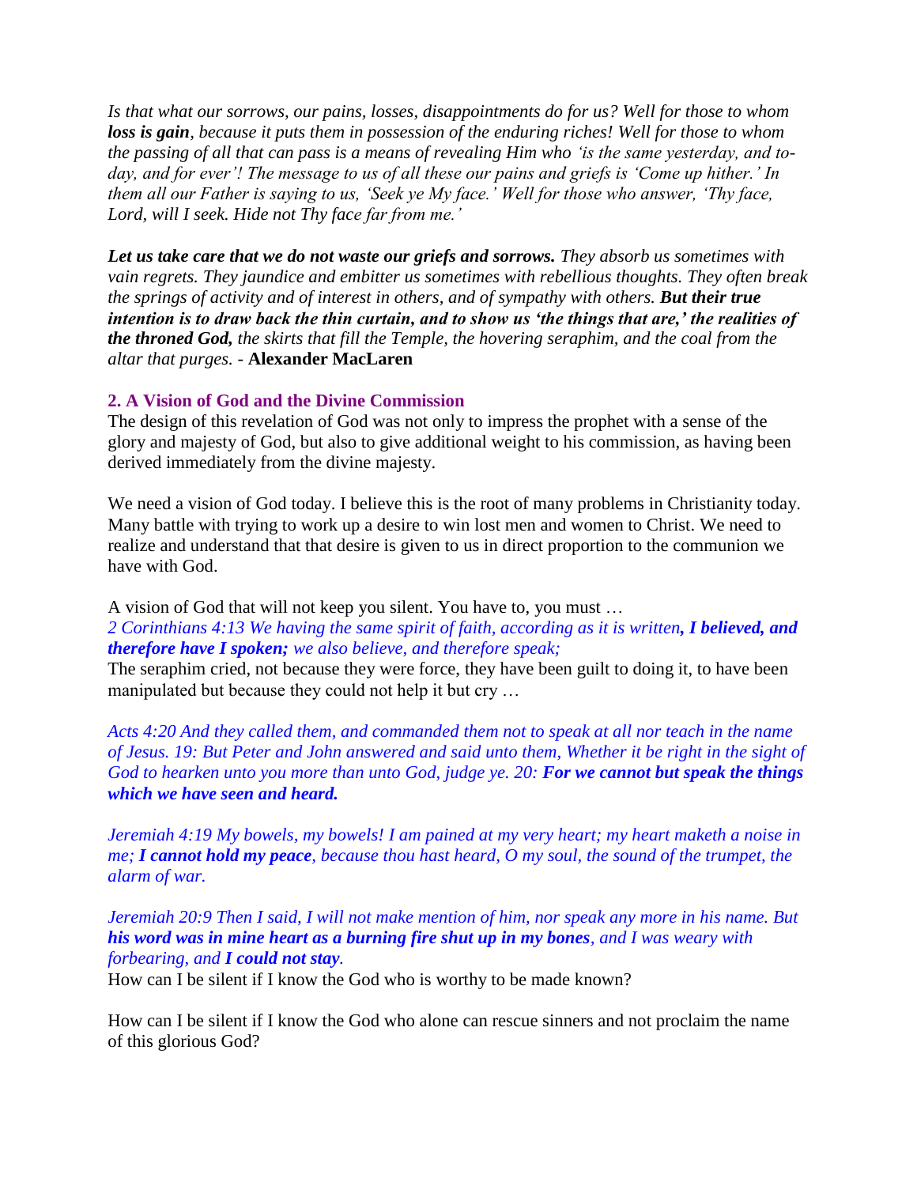*Is that what our sorrows, our pains, losses, disappointments do for us? Well for those to whom* ***loss is gain****, because it puts them in possession of the enduring riches! Well for those to whom the passing of all that can pass is a means of revealing Him who 'is the same yesterday, and to-day, and for ever'! The message to us of all these our pains and griefs is 'Come up hither.' In them all our Father is saying to us, 'Seek ye My face.' Well for those who answer, 'Thy face, Lord, will I seek. Hide not Thy face far from me.'*

***Let us take care that we do not waste our griefs and sorrows.*** *They absorb us sometimes with vain regrets. They jaundice and embitter us sometimes with rebellious thoughts. They often break the springs of activity and of interest in others, and of sympathy with others.* ***But their true intention is to draw back the thin curtain, and to show us 'the things that are,' the realities of the throned God,*** *the skirts that fill the Temple, the hovering seraphim, and the coal from the altar that purges.* - **Alexander MacLaren**

### 2. A Vision of God and the Divine Commission

The design of this revelation of God was not only to impress the prophet with a sense of the glory and majesty of God, but also to give additional weight to his commission, as having been derived immediately from the divine majesty.

We need a vision of God today. I believe this is the root of many problems in Christianity today. Many battle with trying to work up a desire to win lost men and women to Christ. We need to realize and understand that that desire is given to us in direct proportion to the communion we have with God.

A vision of God that will not keep you silent. You have to, you must …
*2 Corinthians 4:13 We having the same spirit of faith, according as it is written****, I believed, and therefore have I spoken;*** *we also believe, and therefore speak;*
The seraphim cried, not because they were force, they have been guilt to doing it, to have been manipulated but because they could not help it but cry …

*Acts 4:20 And they called them, and commanded them not to speak at all nor teach in the name of Jesus. 19: But Peter and John answered and said unto them, Whether it be right in the sight of God to hearken unto you more than unto God, judge ye. 20:* ***For we cannot but speak the things which we have seen and heard.***

*Jeremiah 4:19 My bowels, my bowels! I am pained at my very heart; my heart maketh a noise in me;* ***I cannot hold my peace****, because thou hast heard, O my soul, the sound of the trumpet, the alarm of war.*

*Jeremiah 20:9 Then I said, I will not make mention of him, nor speak any more in his name. But* ***his word was in mine heart as a burning fire shut up in my bones****, and I was weary with forbearing, and* ***I could not stay****.*
How can I be silent if I know the God who is worthy to be made known?

How can I be silent if I know the God who alone can rescue sinners and not proclaim the name of this glorious God?